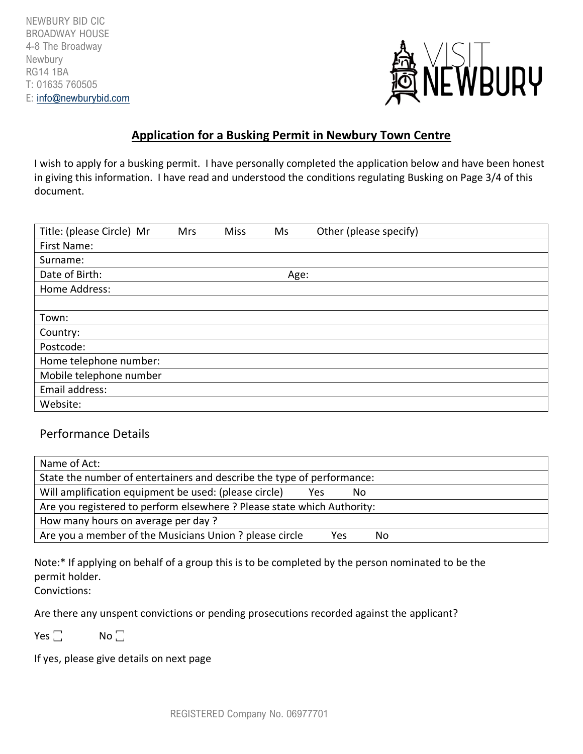NEWBURY BID CIC
BROADWAY HOUSE
4-8 The Broadway
Newbury
RG14 1BA
T: 01635 760505
E: info@newburybid.com

VISIT NEWBURY

## Application for a Busking Permit in Newbury Town Centre

I wish to apply for a busking permit. I have personally completed the application below and have been honest in giving this information. I have read and understood the conditions regulating Busking on Page 3/4 of this document.

| Title: (please Circle) Mr Mrs Miss Ms Other (please specify) | |
|---|---|
| First Name: | |
| Surname: | |
| Date of Birth: | Age: |
| Home Address: | |
| | |
| Town: | |
| Country: | |
| Postcode: | |
| Home telephone number: | |
| Mobile telephone number | |
| Email address: | |
| Website: | |

### Performance Details

| Name of Act: |
|---|
| State the number of entertainers and describe the type of performance: |
| Will amplification equipment be used: (please circle) Yes No |
| Are you registered to perform elsewhere ? Please state which Authority: |
| How many hours on average per day ? |
| Are you a member of the Musicians Union ? please circle Yes No |

Note:* If applying on behalf of a group this is to be completed by the person nominated to be the permit holder.
Convictions:

Are there any unspent convictions or pending prosecutions recorded against the applicant?

Yes ☐ No ☐

If yes, please give details on next page

REGISTERED Company No. 06977701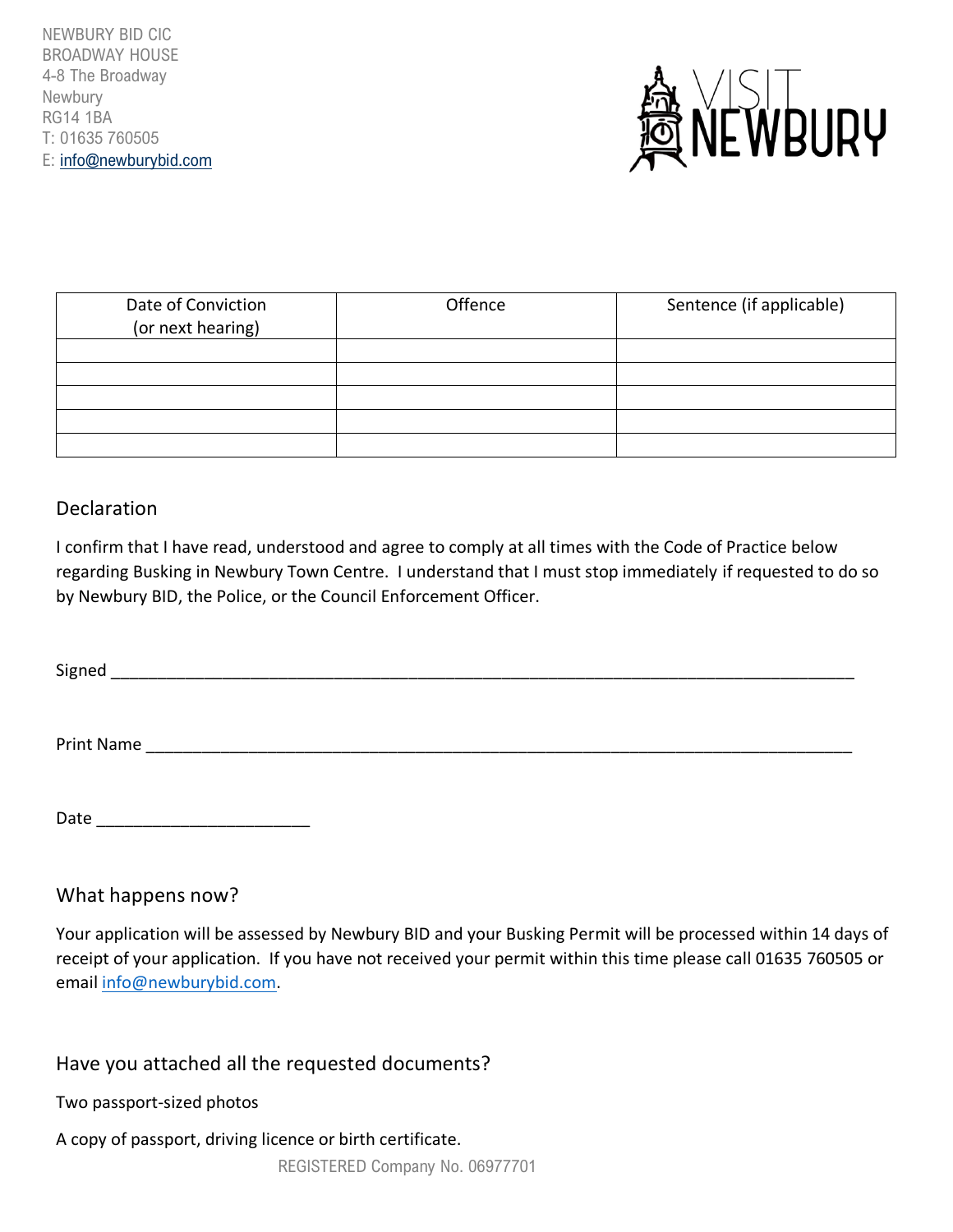NEWBURY BID CIC
BROADWAY HOUSE
4-8 The Broadway
Newbury
RG14 1BA
T: 01635 760505
E: info@newburybid.com

| Date of Conviction (or next hearing) | Offence | Sentence (if applicable) |
|---|---|---|
| | | |
| | | |
| | | |
| | | |
| | | |

## Declaration

I confirm that I have read, understood and agree to comply at all times with the Code of Practice below regarding Busking in Newbury Town Centre. I understand that I must stop immediately if requested to do so by Newbury BID, the Police, or the Council Enforcement Officer.

Signed ___________________________________________________________________________

Print Name ________________________________________________________________________

Date _______________________

## What happens now?

Your application will be assessed by Newbury BID and your Busking Permit will be processed within 14 days of receipt of your application. If you have not received your permit within this time please call 01635 760505 or email info@newburybid.com.

## Have you attached all the requested documents?

Two passport-sized photos

A copy of passport, driving licence or birth certificate.

REGISTERED Company No. 06977701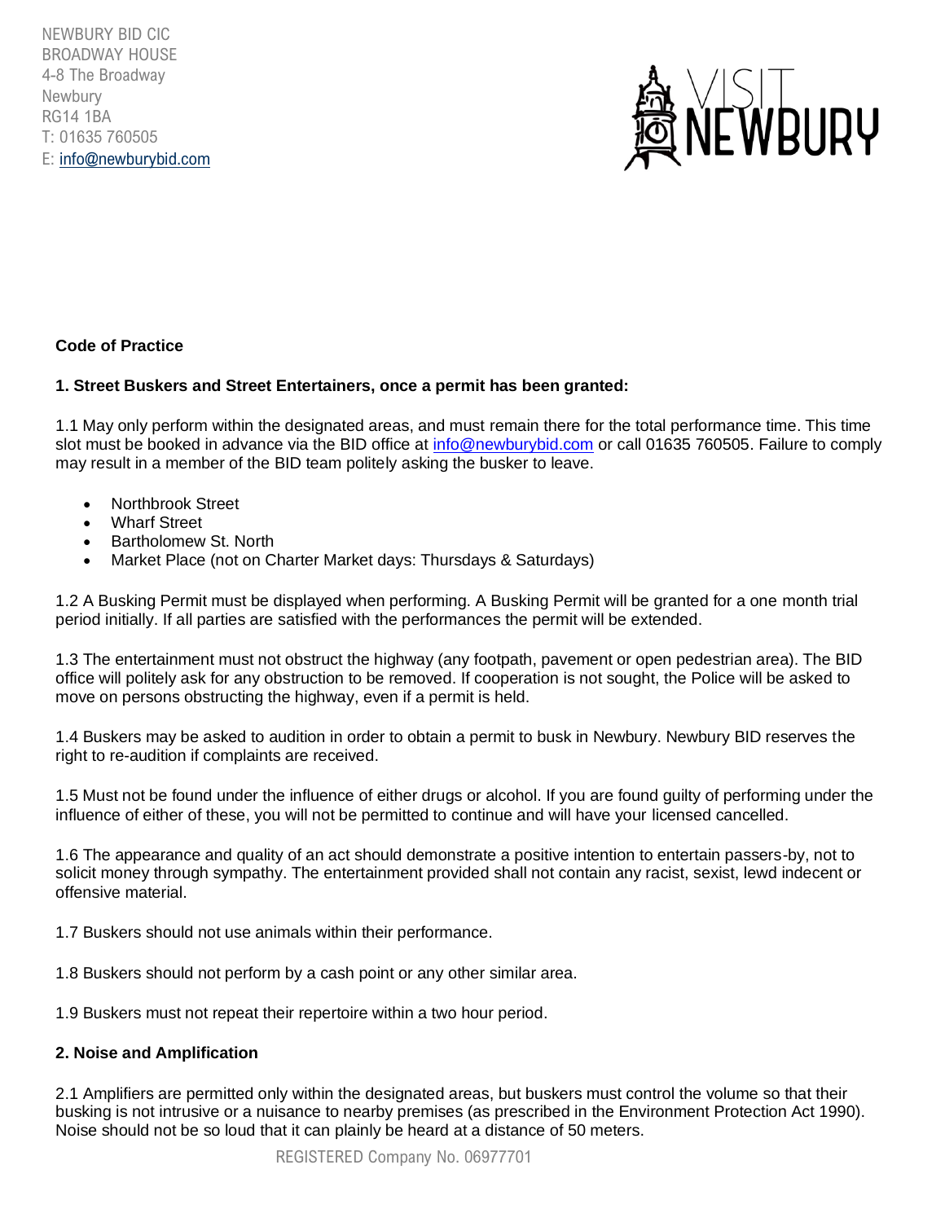NEWBURY BID CIC
BROADWAY HOUSE
4-8 The Broadway
Newbury
RG14 1BA
T: 01635 760505
E: info@newburybid.com

**Code of Practice**

**1. Street Buskers and Street Entertainers, once a permit has been granted:**

1.1 May only perform within the designated areas, and must remain there for the total performance time. This time slot must be booked in advance via the BID office at info@newburybid.com or call 01635 760505. Failure to comply may result in a member of the BID team politely asking the busker to leave.

- Northbrook Street
- Wharf Street
- Bartholomew St. North
- Market Place (not on Charter Market days: Thursdays & Saturdays)

1.2 A Busking Permit must be displayed when performing. A Busking Permit will be granted for a one month trial period initially. If all parties are satisfied with the performances the permit will be extended.

1.3 The entertainment must not obstruct the highway (any footpath, pavement or open pedestrian area). The BID office will politely ask for any obstruction to be removed. If cooperation is not sought, the Police will be asked to move on persons obstructing the highway, even if a permit is held.

1.4 Buskers may be asked to audition in order to obtain a permit to busk in Newbury. Newbury BID reserves the right to re-audition if complaints are received.

1.5 Must not be found under the influence of either drugs or alcohol. If you are found guilty of performing under the influence of either of these, you will not be permitted to continue and will have your licensed cancelled.

1.6 The appearance and quality of an act should demonstrate a positive intention to entertain passers-by, not to solicit money through sympathy. The entertainment provided shall not contain any racist, sexist, lewd indecent or offensive material.

1.7 Buskers should not use animals within their performance.

1.8 Buskers should not perform by a cash point or any other similar area.

1.9 Buskers must not repeat their repertoire within a two hour period.

**2. Noise and Amplification**

2.1 Amplifiers are permitted only within the designated areas, but buskers must control the volume so that their busking is not intrusive or a nuisance to nearby premises (as prescribed in the Environment Protection Act 1990). Noise should not be so loud that it can plainly be heard at a distance of 50 meters.

REGISTERED Company No. 06977701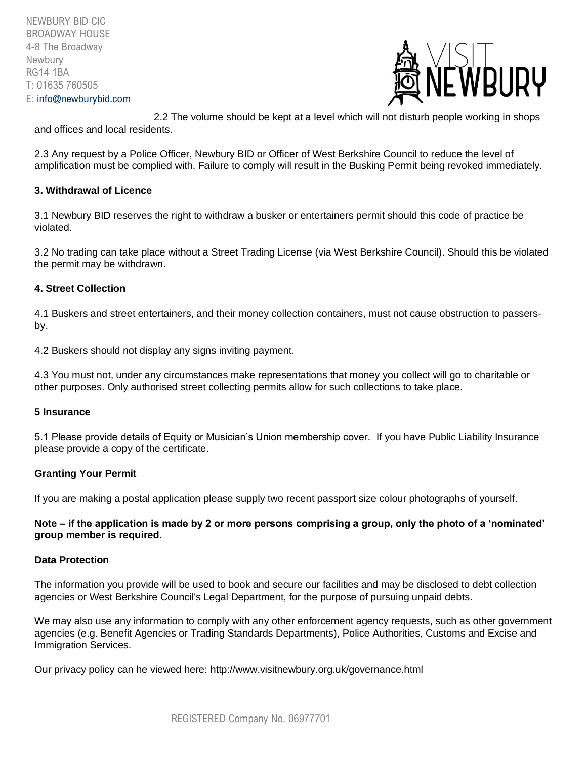2.2 The volume should be kept at a level which will not disturb people working in shops and offices and local residents.

2.3 Any request by a Police Officer, Newbury BID or Officer of West Berkshire Council to reduce the level of amplification must be complied with. Failure to comply will result in the Busking Permit being revoked immediately.

**3. Withdrawal of Licence**

3.1 Newbury BID reserves the right to withdraw a busker or entertainers permit should this code of practice be violated.

3.2 No trading can take place without a Street Trading License (via West Berkshire Council). Should this be violated the permit may be withdrawn.

**4. Street Collection**

4.1 Buskers and street entertainers, and their money collection containers, must not cause obstruction to passers-by.

4.2 Buskers should not display any signs inviting payment.

4.3 You must not, under any circumstances make representations that money you collect will go to charitable or other purposes. Only authorised street collecting permits allow for such collections to take place.

**5 Insurance**

5.1 Please provide details of Equity or Musician's Union membership cover. If you have Public Liability Insurance please provide a copy of the certificate.

**Granting Your Permit**

If you are making a postal application please supply two recent passport size colour photographs of yourself.

**Note – if the application is made by 2 or more persons comprising a group, only the photo of a 'nominated' group member is required.**

**Data Protection**

The information you provide will be used to book and secure our facilities and may be disclosed to debt collection agencies or West Berkshire Council's Legal Department, for the purpose of pursuing unpaid debts.

We may also use any information to comply with any other enforcement agency requests, such as other government agencies (e.g. Benefit Agencies or Trading Standards Departments), Police Authorities, Customs and Excise and Immigration Services.

Our privacy policy can he viewed here: http://www.visitnewbury.org.uk/governance.html